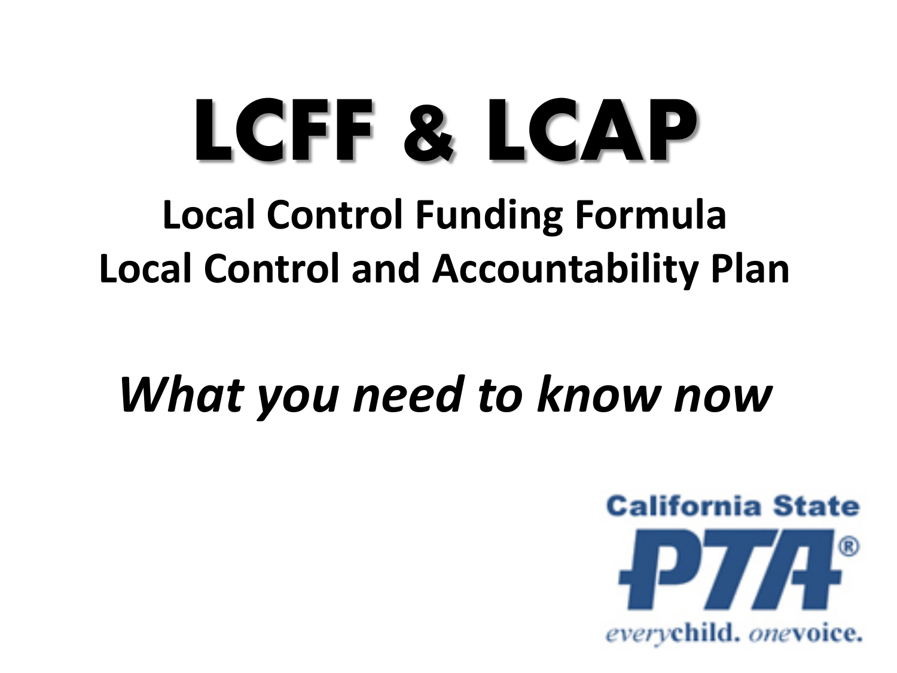# LCFF & LCAP

## Local Control Funding Formula
## Local Control and Accountability Plan

*What you need to know now*

California State PTA®

*every*child. *one*voice.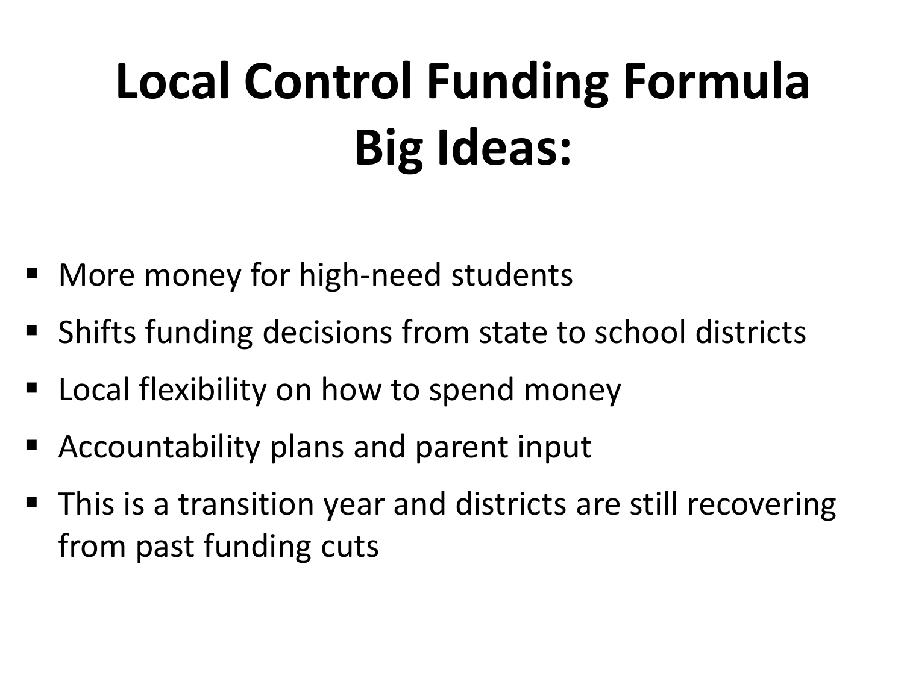# Local Control Funding Formula Big Ideas:

- More money for high-need students
- Shifts funding decisions from state to school districts
- Local flexibility on how to spend money
- Accountability plans and parent input
- This is a transition year and districts are still recovering from past funding cuts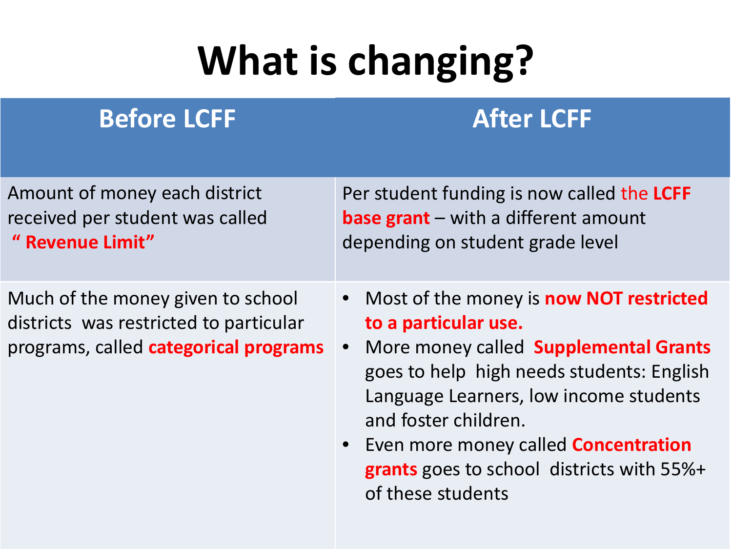# What is changing?

| Before LCFF | After LCFF |
|---|---|
| Amount of money each district received per student was called **" Revenue Limit"** | Per student funding is now called the **LCFF base grant** – with a different amount depending on student grade level |
| Much of the money given to school districts was restricted to particular programs, called **categorical programs** | • Most of the money is **now NOT restricted to a particular use.**<br>• More money called **Supplemental Grants** goes to help high needs students: English Language Learners, low income students and foster children.<br>• Even more money called **Concentration grants** goes to school districts with 55%+ of these students |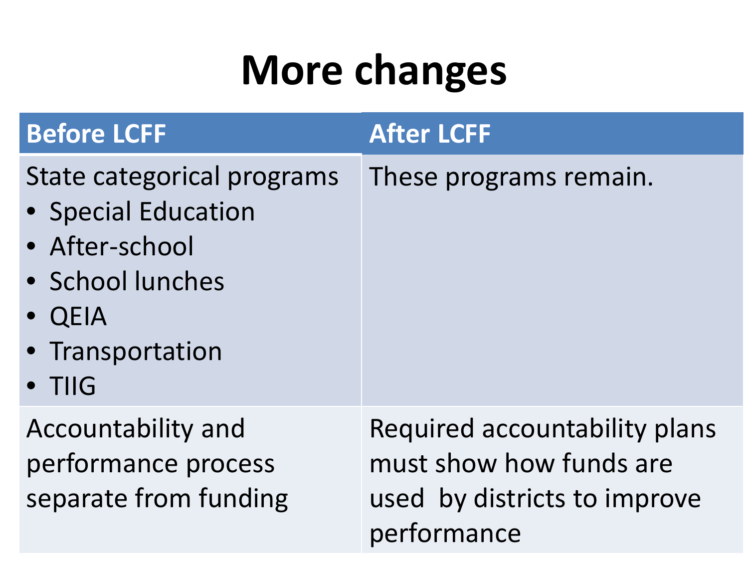# More changes

| Before LCFF | After LCFF |
| --- | --- |
| State categorical programs<br>• Special Education<br>• After-school<br>• School lunches<br>• QEIA<br>• Transportation<br>• TIIG | These programs remain. |
| Accountability and performance process separate from funding | Required accountability plans must show how funds are used by districts to improve performance |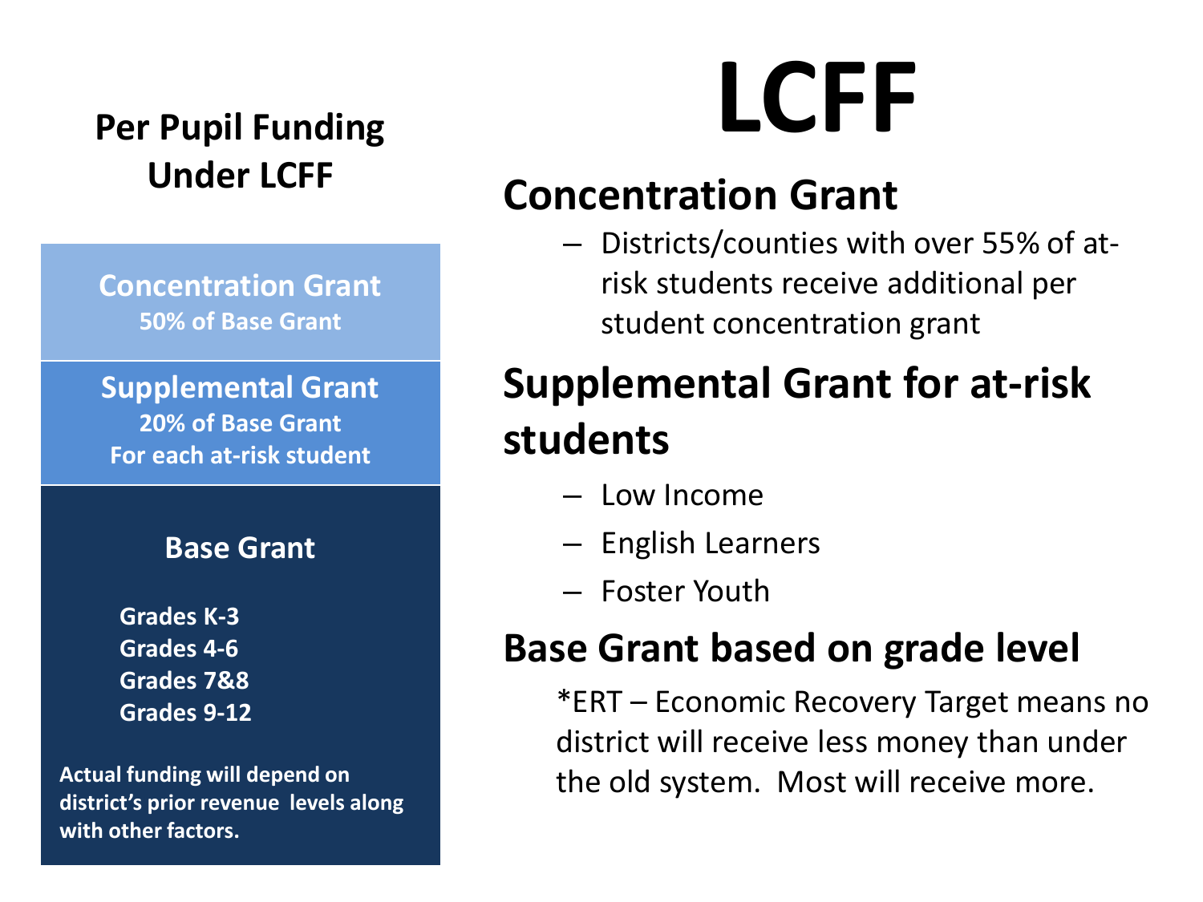# LCFF

## Per Pupil Funding Under LCFF

**Concentration Grant**
**50% of Base Grant**

**Supplemental Grant**
**20% of Base Grant**
**For each at-risk student**

**Base Grant**

**Grades K-3**
**Grades 4-6**
**Grades 7&8**
**Grades 9-12**

**Actual funding will depend on district's prior revenue levels along with other factors.**

## Concentration Grant

- Districts/counties with over 55% of at-risk students receive additional per student concentration grant

## Supplemental Grant for at-risk students

- Low Income
- English Learners
- Foster Youth

## Base Grant based on grade level

*ERT – Economic Recovery Target means no district will receive less money than under the old system. Most will receive more.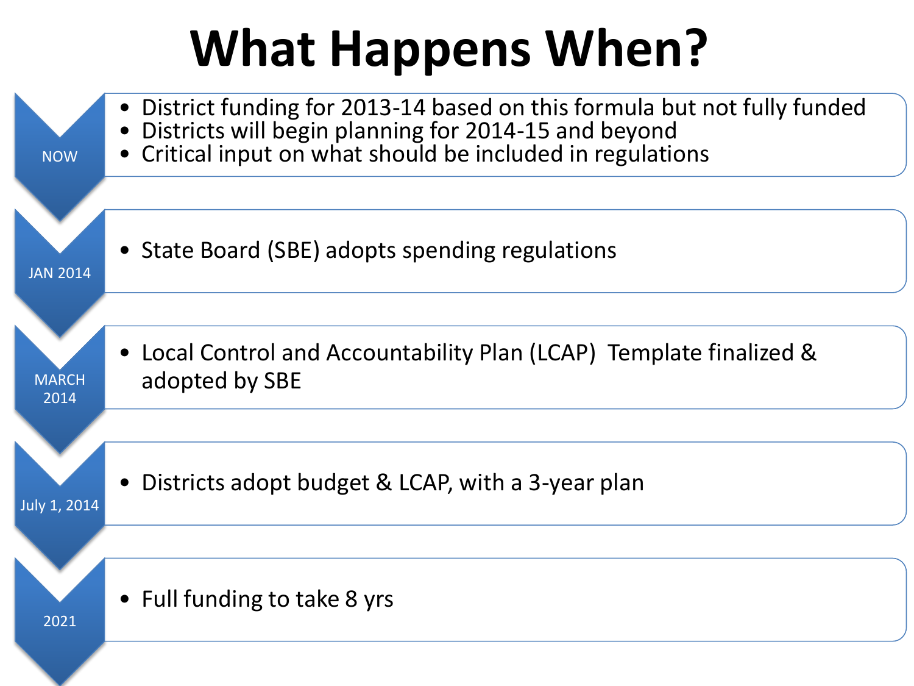# What Happens When?

**NOW**

- District funding for 2013-14 based on this formula but not fully funded
- Districts will begin planning for 2014-15 and beyond
- Critical input on what should be included in regulations

**JAN 2014**

- State Board (SBE) adopts spending regulations

**MARCH 2014**

- Local Control and Accountability Plan (LCAP) Template finalized & adopted by SBE

**July 1, 2014**

- Districts adopt budget & LCAP, with a 3-year plan

**2021**

- Full funding to take 8 yrs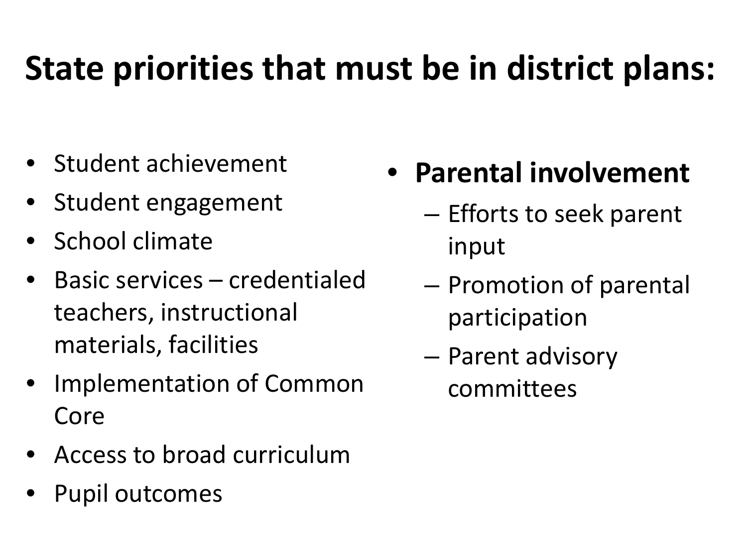# State priorities that must be in district plans:

- Student achievement
- Student engagement
- School climate
- Basic services – credentialed teachers, instructional materials, facilities
- Implementation of Common Core
- Access to broad curriculum
- Pupil outcomes

- **Parental involvement**
  - Efforts to seek parent input
  - Promotion of parental participation
  - Parent advisory committees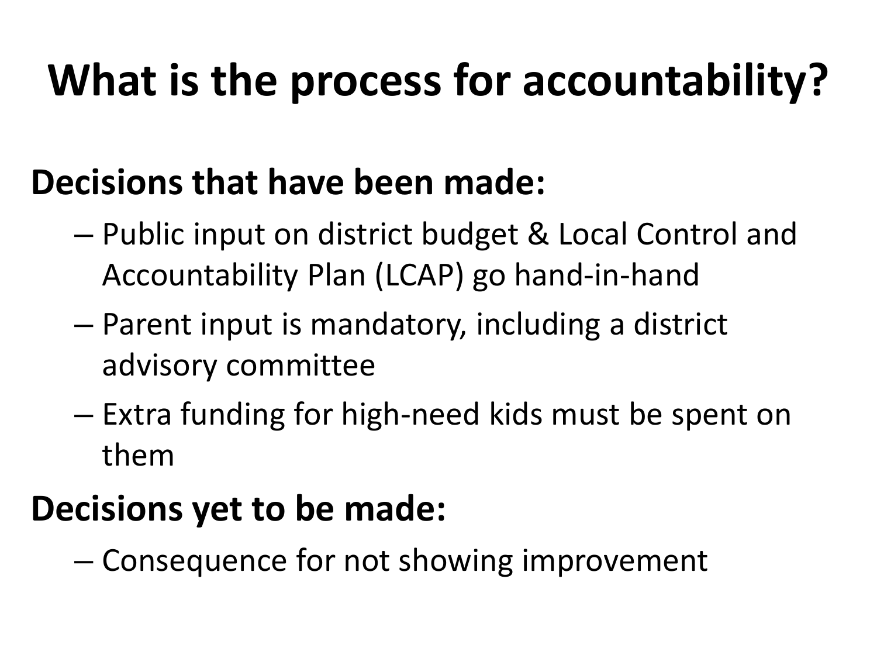# What is the process for accountability?

**Decisions that have been made:**

- Public input on district budget & Local Control and Accountability Plan (LCAP) go hand-in-hand
- Parent input is mandatory, including a district advisory committee
- Extra funding for high-need kids must be spent on them

**Decisions yet to be made:**

- Consequence for not showing improvement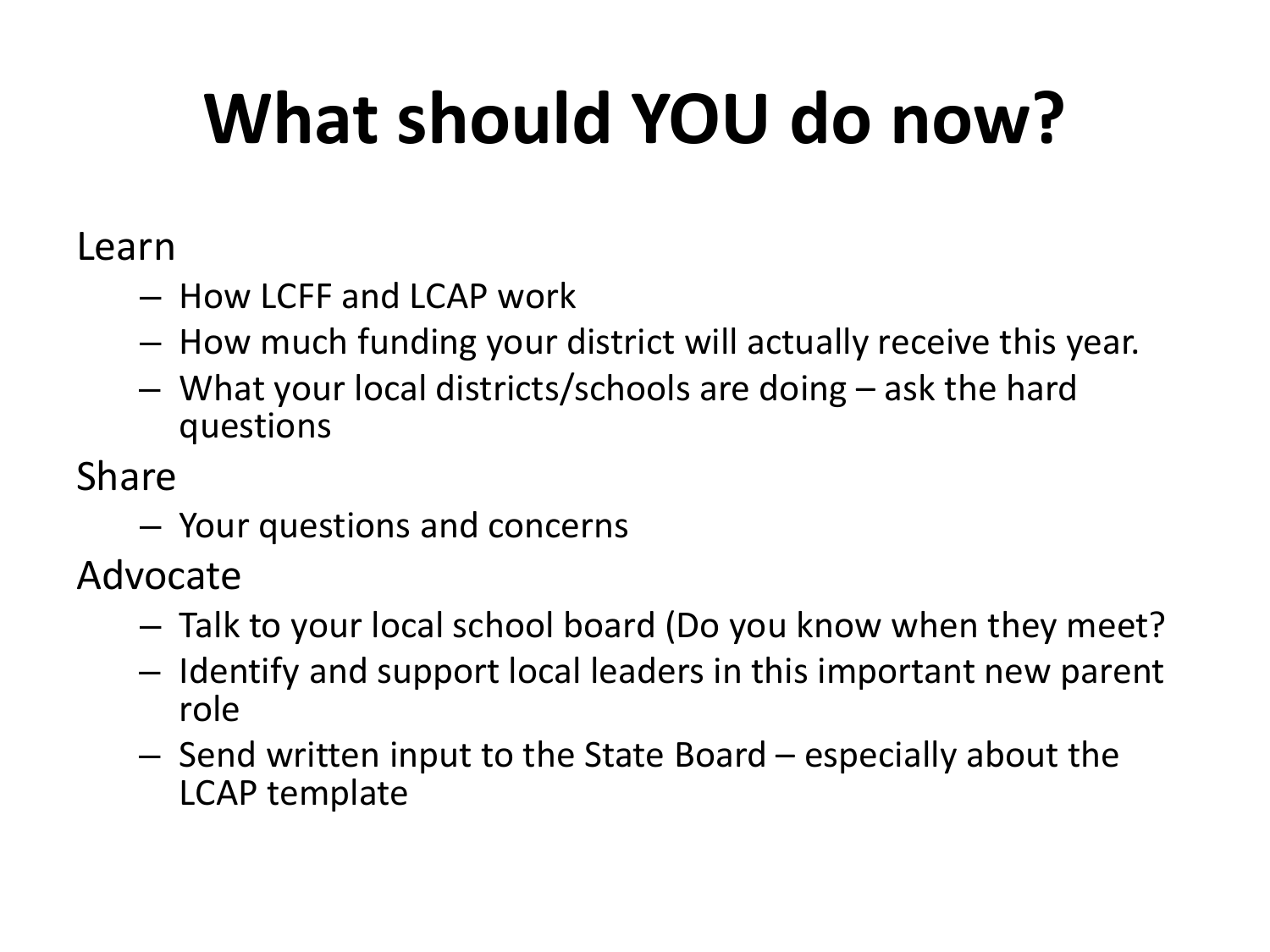# What should YOU do now?

Learn

- How LCFF and LCAP work
- How much funding your district will actually receive this year.
- What your local districts/schools are doing – ask the hard questions

Share

- Your questions and concerns

Advocate

- Talk to your local school board (Do you know when they meet?
- Identify and support local leaders in this important new parent role
- Send written input to the State Board – especially about the LCAP template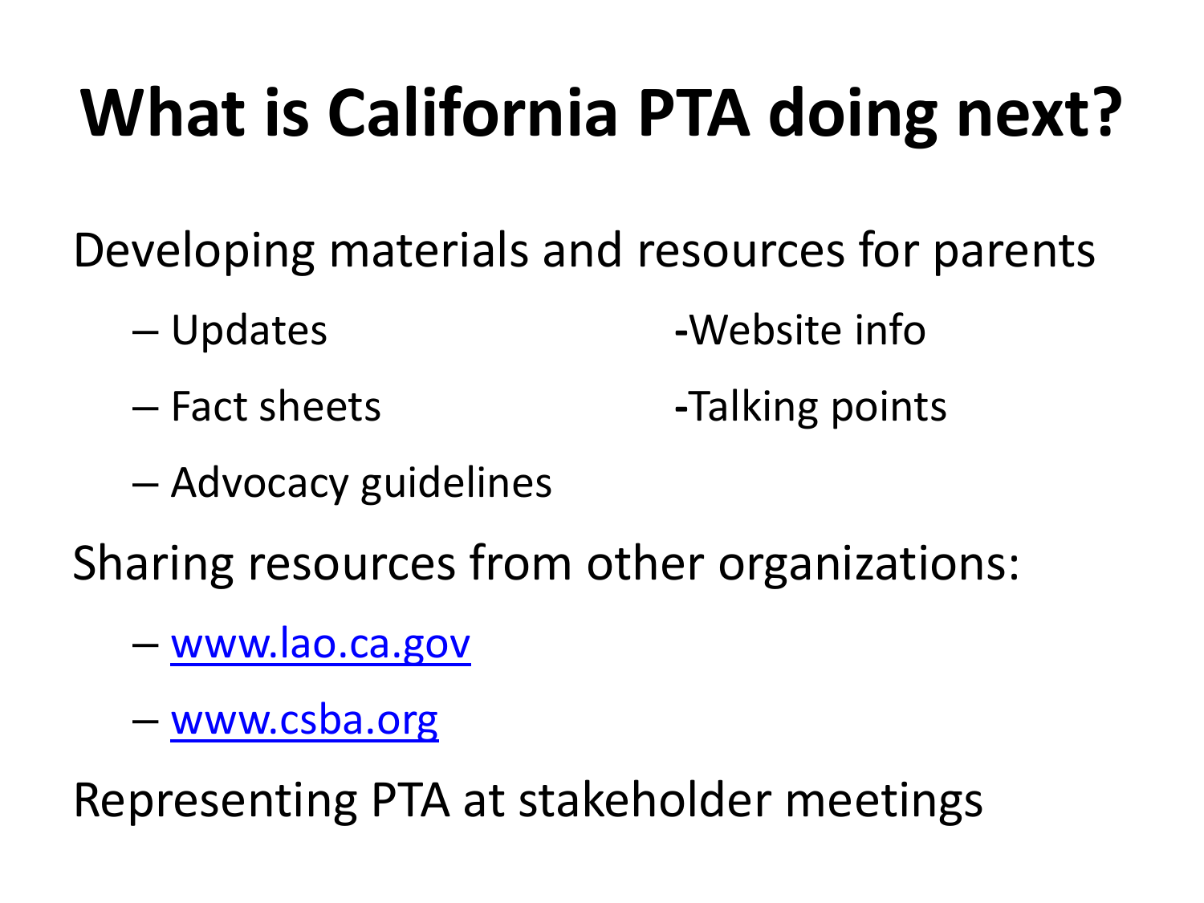# What is California PTA doing next?

Developing materials and resources for parents

- Updates
- Fact sheets
- Advocacy guidelines
- Website info
- Talking points

Sharing resources from other organizations:

- www.lao.ca.gov
- www.csba.org

Representing PTA at stakeholder meetings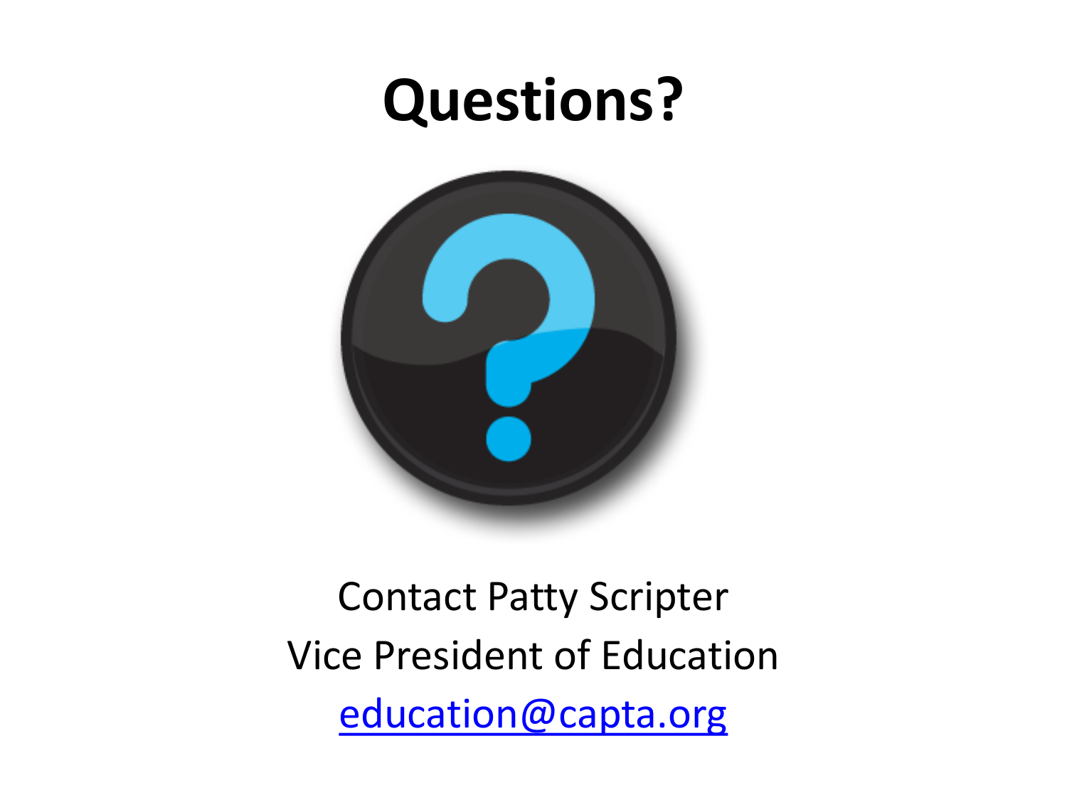# Questions?

Contact Patty Scripter

Vice President of Education

education@capta.org